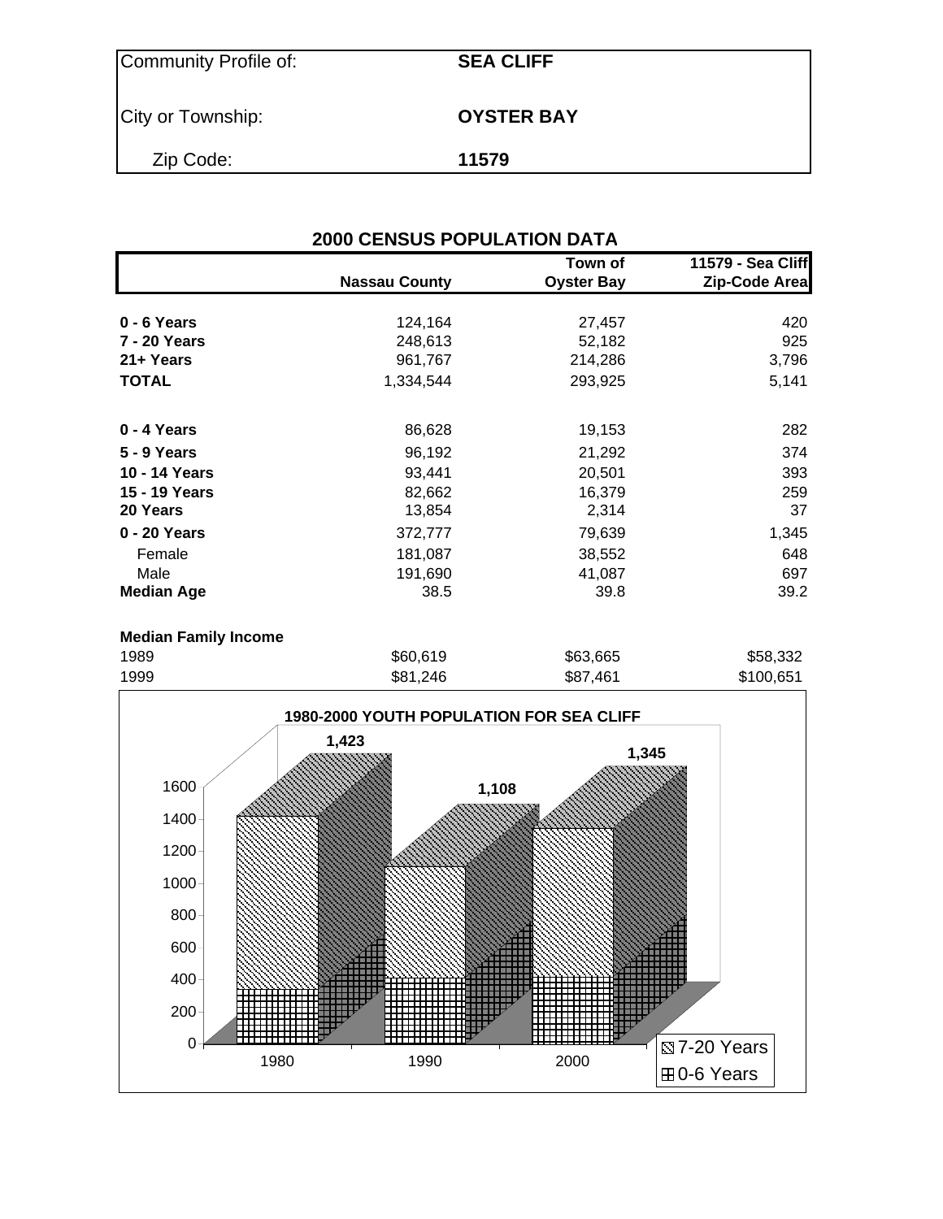| Community Profile of: | **SEA CLIFF** |
|---|---|
| City or Township: | **OYSTER BAY** |
| Zip Code: | **11579** |

## 2000 CENSUS POPULATION DATA

| | **Nassau County** | **Town of Oyster Bay** | **11579 - Sea Cliff Zip-Code Area** |
|---|---|---|---|
| **0 - 6 Years** | 124,164 | 27,457 | 420 |
| **7 - 20 Years** | 248,613 | 52,182 | 925 |
| **21+ Years** | 961,767 | 214,286 | 3,796 |
| **TOTAL** | 1,334,544 | 293,925 | 5,141 |
| | | | |
| **0 - 4 Years** | 86,628 | 19,153 | 282 |
| **5 - 9 Years** | 96,192 | 21,292 | 374 |
| **10 - 14 Years** | 93,441 | 20,501 | 393 |
| **15 - 19 Years** | 82,662 | 16,379 | 259 |
| **20 Years** | 13,854 | 2,314 | 37 |
| **0 - 20 Years** | 372,777 | 79,639 | 1,345 |
| Female | 181,087 | 38,552 | 648 |
| Male | 191,690 | 41,087 | 697 |
| **Median Age** | 38.5 | 39.8 | 39.2 |
| | | | |
| **Median Family Income** | | | |
| 1989 | $60,619 | $63,665 | $58,332 |
| 1999 | $81,246 | $87,461 | $100,651 |

**1980-2000 YOUTH POPULATION FOR SEA CLIFF**

| Year | Total (0-20 Years) |
|---|---|
| 1980 | 1,423 |
| 1990 | 1,108 |
| 2000 | 1,345 |

Legend: 7-20 Years; 0-6 Years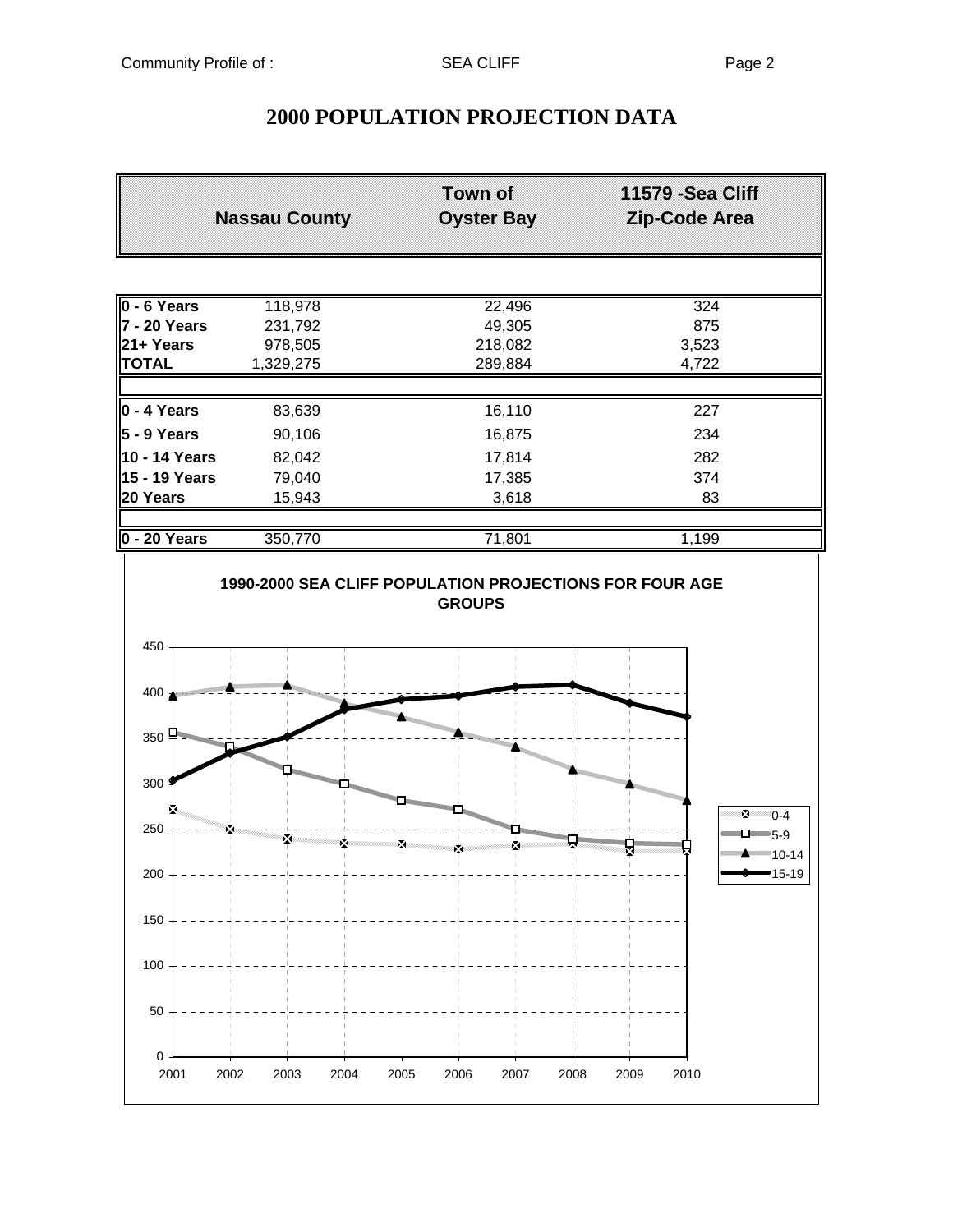# 2000 POPULATION PROJECTION DATA

| | Nassau County | Town of Oyster Bay | 11579 -Sea Cliff Zip-Code Area |
|---|---|---|---|
| **0 - 6 Years** | 118,978 | 22,496 | 324 |
| **7 - 20 Years** | 231,792 | 49,305 | 875 |
| **21+ Years** | 978,505 | 218,082 | 3,523 |
| **TOTAL** | 1,329,275 | 289,884 | 4,722 |
| | | | |
| **0 - 4 Years** | 83,639 | 16,110 | 227 |
| **5 - 9 Years** | 90,106 | 16,875 | 234 |
| **10 - 14 Years** | 82,042 | 17,814 | 282 |
| **15 - 19 Years** | 79,040 | 17,385 | 374 |
| **20 Years** | 15,943 | 3,618 | 83 |
| | | | |
| **0 - 20 Years** | 350,770 | 71,801 | 1,199 |

**1990-2000 SEA CLIFF POPULATION PROJECTIONS FOR FOUR AGE GROUPS**

(Line chart, years 2001–2010, y-axis 0–450; series: 0-4, 5-9, 10-14, 15-19)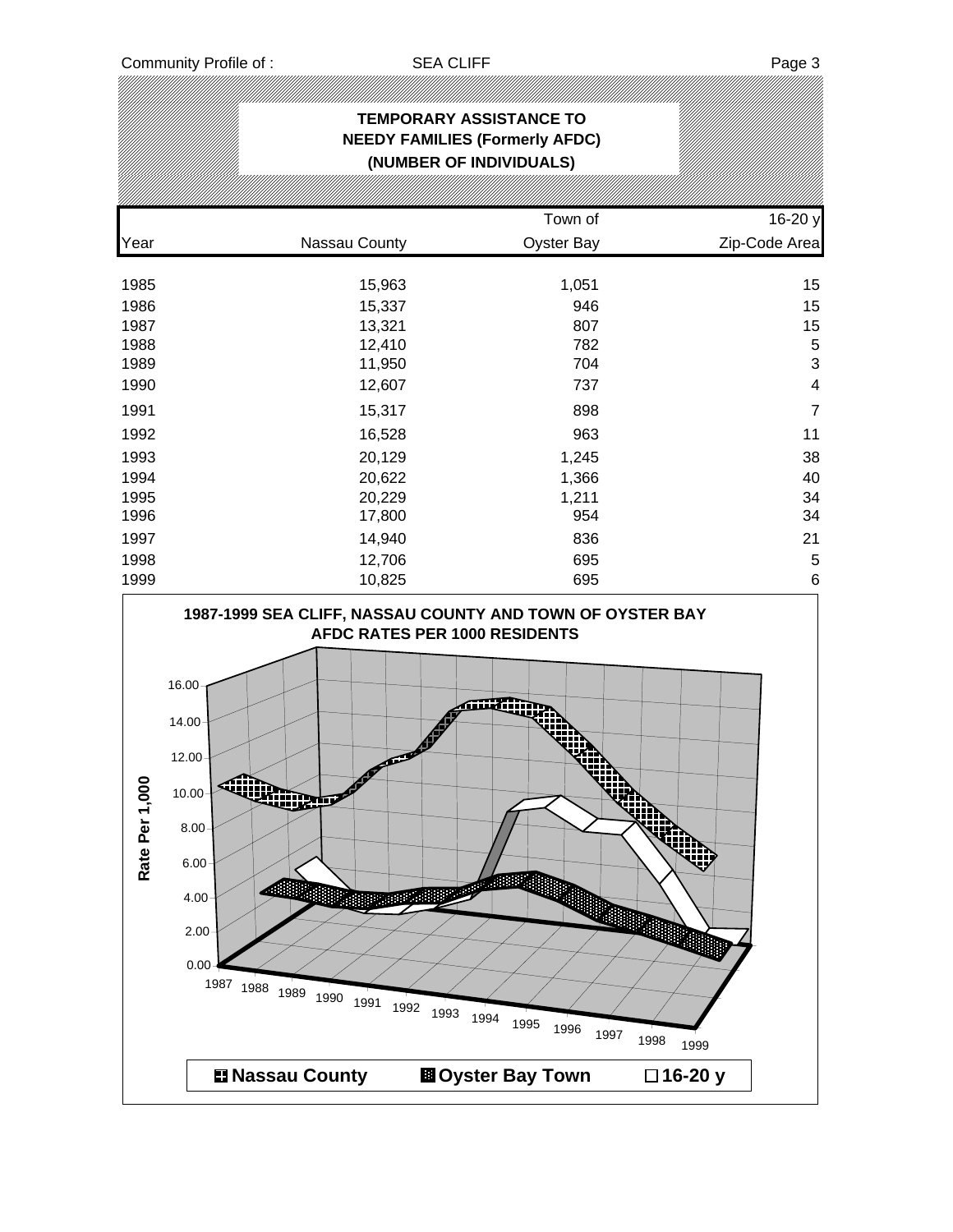## TEMPORARY ASSISTANCE TO NEEDY FAMILIES (Formerly AFDC) (NUMBER OF INDIVIDUALS)

| Year | Nassau County | Town of Oyster Bay | 16-20 y Zip-Code Area |
|---|---|---|---|
| 1985 | 15,963 | 1,051 | 15 |
| 1986 | 15,337 | 946 | 15 |
| 1987 | 13,321 | 807 | 15 |
| 1988 | 12,410 | 782 | 5 |
| 1989 | 11,950 | 704 | 3 |
| 1990 | 12,607 | 737 | 4 |
| 1991 | 15,317 | 898 | 7 |
| 1992 | 16,528 | 963 | 11 |
| 1993 | 20,129 | 1,245 | 38 |
| 1994 | 20,622 | 1,366 | 40 |
| 1995 | 20,229 | 1,211 | 34 |
| 1996 | 17,800 | 954 | 34 |
| 1997 | 14,940 | 836 | 21 |
| 1998 | 12,706 | 695 | 5 |
| 1999 | 10,825 | 695 | 6 |

**1987-1999 SEA CLIFF, NASSAU COUNTY AND TOWN OF OYSTER BAY AFDC RATES PER 1000 RESIDENTS**

Rate Per 1,000: 0.00, 2.00, 4.00, 6.00, 8.00, 10.00, 12.00, 14.00, 16.00

Years: 1987, 1988, 1989, 1990, 1991, 1992, 1993, 1994, 1995, 1996, 1997, 1998, 1999

Legend: Nassau County, Oyster Bay Town, 16-20 y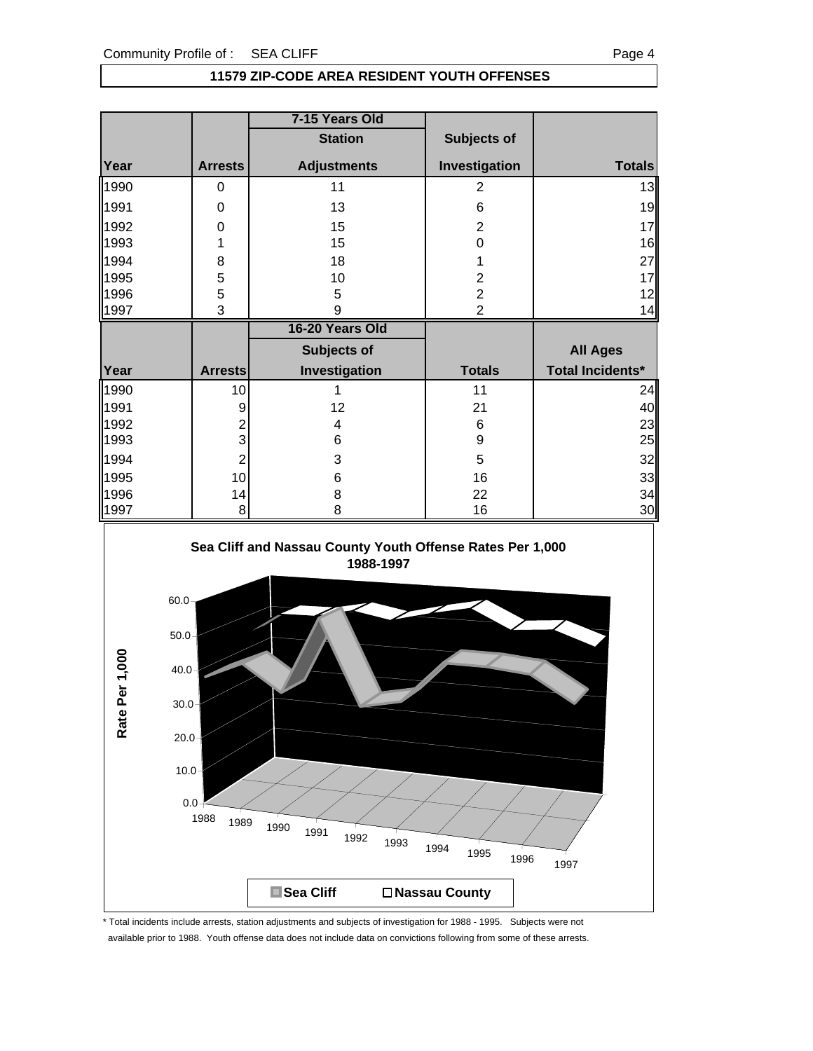## 11579 ZIP-CODE AREA RESIDENT YOUTH OFFENSES

| Year | Arrests | 7-15 Years Old Station Adjustments | Subjects of Investigation | Totals |
|---|---|---|---|---|
| 1990 | 0 | 11 | 2 | 13 |
| 1991 | 0 | 13 | 6 | 19 |
| 1992 | 0 | 15 | 2 | 17 |
| 1993 | 1 | 15 | 0 | 16 |
| 1994 | 8 | 18 | 1 | 27 |
| 1995 | 5 | 10 | 2 | 17 |
| 1996 | 5 | 5 | 2 | 12 |
| 1997 | 3 | 9 | 2 | 14 |

| Year | Arrests | 16-20 Years Old Subjects of Investigation | Totals | All Ages Total Incidents* |
|---|---|---|---|---|
| 1990 | 10 | 1 | 11 | 24 |
| 1991 | 9 | 12 | 21 | 40 |
| 1992 | 2 | 4 | 6 | 23 |
| 1993 | 3 | 6 | 9 | 25 |
| 1994 | 2 | 3 | 5 | 32 |
| 1995 | 10 | 6 | 16 | 33 |
| 1996 | 14 | 8 | 22 | 34 |
| 1997 | 8 | 8 | 16 | 30 |

**Sea Cliff and Nassau County Youth Offense Rates Per 1,000 1988-1997**

Rate Per 1,000

Sea Cliff / Nassau County

\* Total incidents include arrests, station adjustments and subjects of investigation for 1988 - 1995. Subjects were not available prior to 1988. Youth offense data does not include data on convictions following from some of these arrests.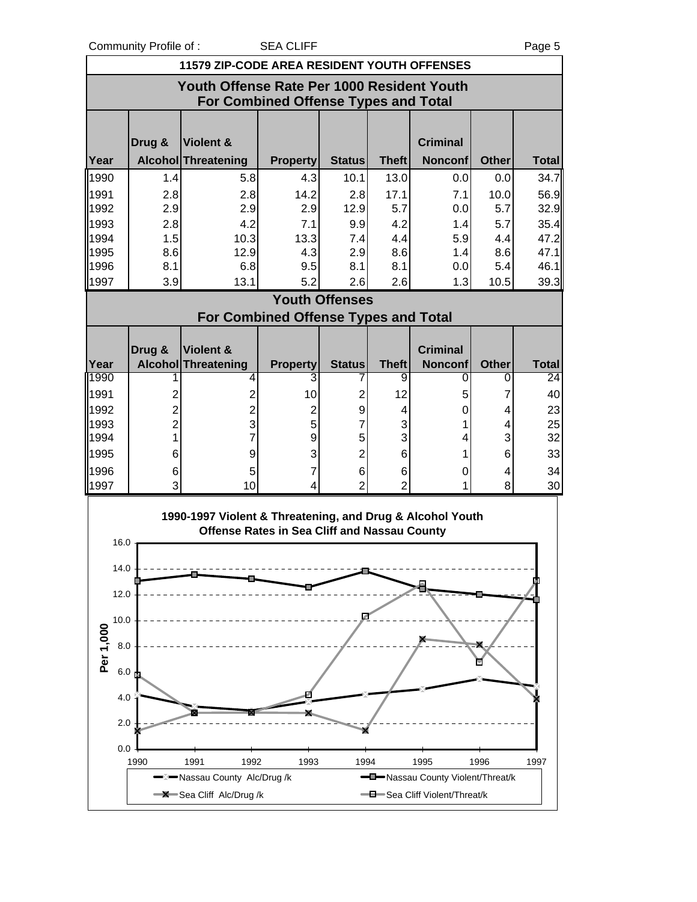## 11579 ZIP-CODE AREA RESIDENT YOUTH OFFENSES

### Youth Offense Rate Per 1000 Resident Youth For Combined Offense Types and Total

| Year | Drug & Alcohol | Violent & Threatening | Property | Status | Theft | Criminal Nonconf | Other | Total |
|---|---|---|---|---|---|---|---|---|
| 1990 | 1.4 | 5.8 | 4.3 | 10.1 | 13.0 | 0.0 | 0.0 | 34.7 |
| 1991 | 2.8 | 2.8 | 14.2 | 2.8 | 17.1 | 7.1 | 10.0 | 56.9 |
| 1992 | 2.9 | 2.9 | 2.9 | 12.9 | 5.7 | 0.0 | 5.7 | 32.9 |
| 1993 | 2.8 | 4.2 | 7.1 | 9.9 | 4.2 | 1.4 | 5.7 | 35.4 |
| 1994 | 1.5 | 10.3 | 13.3 | 7.4 | 4.4 | 5.9 | 4.4 | 47.2 |
| 1995 | 8.6 | 12.9 | 4.3 | 2.9 | 8.6 | 1.4 | 8.6 | 47.1 |
| 1996 | 8.1 | 6.8 | 9.5 | 8.1 | 8.1 | 0.0 | 5.4 | 46.1 |
| 1997 | 3.9 | 13.1 | 5.2 | 2.6 | 2.6 | 1.3 | 10.5 | 39.3 |

### Youth Offenses For Combined Offense Types and Total

| Year | Drug & Alcohol | Violent & Threatening | Property | Status | Theft | Criminal Nonconf | Other | Total |
|---|---|---|---|---|---|---|---|---|
| 1990 | 1 | 4 | 3 | 7 | 9 | 0 | 0 | 24 |
| 1991 | 2 | 2 | 10 | 2 | 12 | 5 | 7 | 40 |
| 1992 | 2 | 2 | 2 | 9 | 4 | 0 | 4 | 23 |
| 1993 | 2 | 3 | 5 | 7 | 3 | 1 | 4 | 25 |
| 1994 | 1 | 7 | 9 | 5 | 3 | 4 | 3 | 32 |
| 1995 | 6 | 9 | 3 | 2 | 6 | 1 | 6 | 33 |
| 1996 | 6 | 5 | 7 | 6 | 6 | 0 | 4 | 34 |
| 1997 | 3 | 10 | 4 | 2 | 2 | 1 | 8 | 30 |

**1990-1997 Violent & Threatening, and Drug & Alcohol Youth Offense Rates in Sea Cliff and Nassau County**

Per 1,000 (0.0–16.0), 1990–1997

Legend: Nassau County Alc/Drug /k; Nassau County Violent/Threat/k; Sea Cliff Alc/Drug /k; Sea Cliff Violent/Threat/k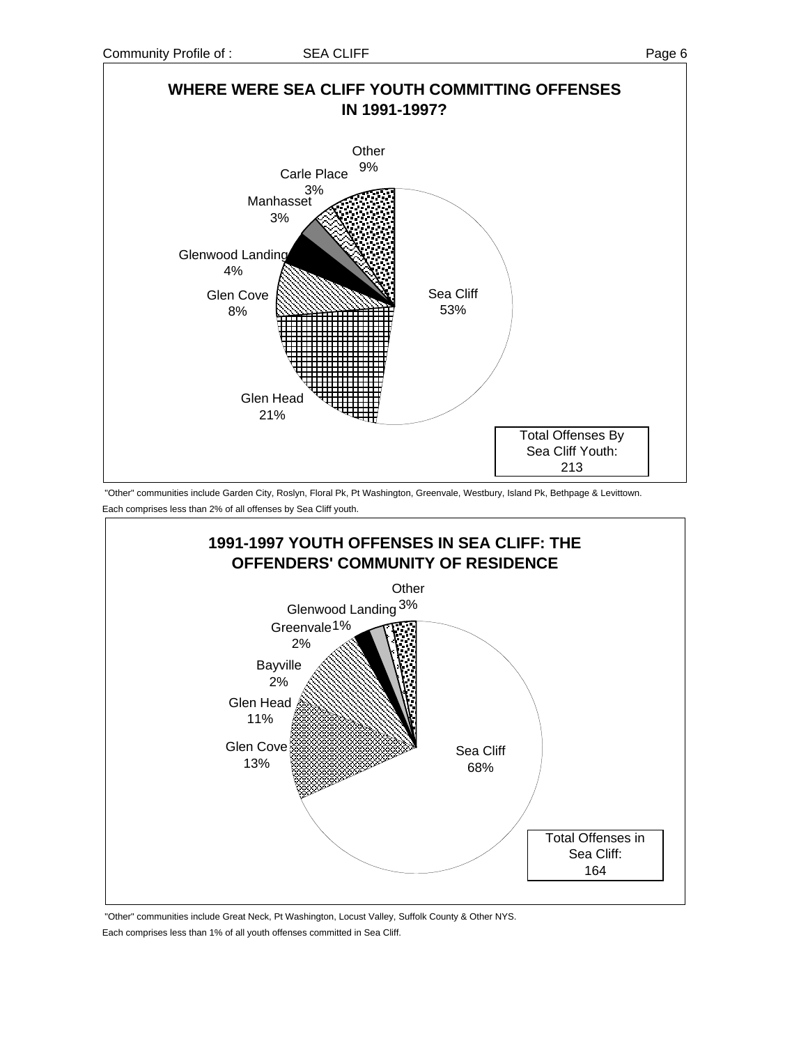## WHERE WERE SEA CLIFF YOUTH COMMITTING OFFENSES IN 1991-1997?

| Location | Percent |
|---|---|
| Sea Cliff | 53% |
| Glen Head | 21% |
| Glen Cove | 8% |
| Glenwood Landing | 4% |
| Manhasset | 3% |
| Carle Place | 3% |
| Other | 9% |

Total Offenses By Sea Cliff Youth: 213

"Other" communities include Garden City, Roslyn, Floral Pk, Pt Washington, Greenvale, Westbury, Island Pk, Bethpage & Levittown. Each comprises less than 2% of all offenses by Sea Cliff youth.

## 1991-1997 YOUTH OFFENSES IN SEA CLIFF: THE OFFENDERS' COMMUNITY OF RESIDENCE

| Community of Residence | Percent |
|---|---|
| Sea Cliff | 68% |
| Glen Cove | 13% |
| Glen Head | 11% |
| Bayville | 2% |
| Greenvale | 2% |
| Glenwood Landing | 1% |
| Other | 3% |

Total Offenses in Sea Cliff: 164

"Other" communities include Great Neck, Pt Washington, Locust Valley, Suffolk County & Other NYS. Each comprises less than 1% of all youth offenses committed in Sea Cliff.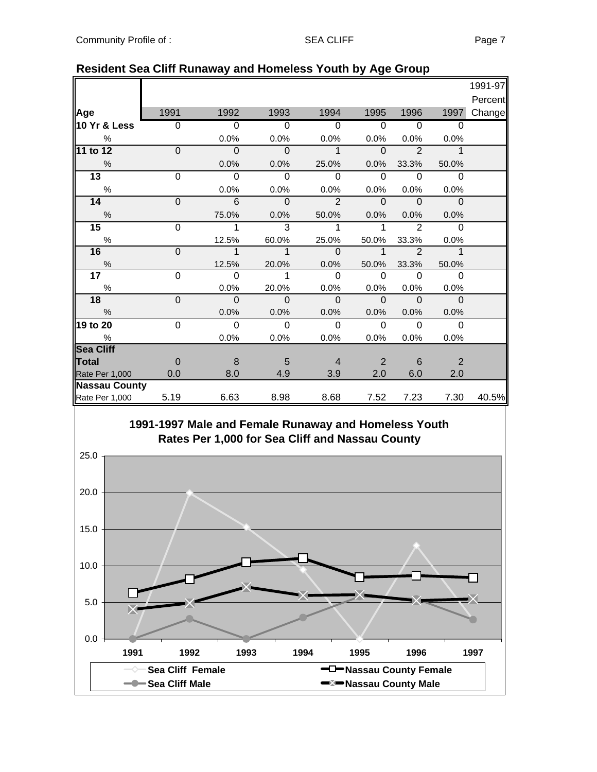## Resident Sea Cliff Runaway and Homeless Youth by Age Group

| Age | 1991 | 1992 | 1993 | 1994 | 1995 | 1996 | 1997 | 1991-97 Percent Change |
|---|---|---|---|---|---|---|---|---|
| **10 Yr & Less** | 0 | 0 | 0 | 0 | 0 | 0 | 0 | |
| % | | 0.0% | 0.0% | 0.0% | 0.0% | 0.0% | 0.0% | |
| **11 to 12** | 0 | 0 | 0 | 1 | 0 | 2 | 1 | |
| % | | 0.0% | 0.0% | 25.0% | 0.0% | 33.3% | 50.0% | |
| **13** | 0 | 0 | 0 | 0 | 0 | 0 | 0 | |
| % | | 0.0% | 0.0% | 0.0% | 0.0% | 0.0% | 0.0% | |
| **14** | 0 | 6 | 0 | 2 | 0 | 0 | 0 | |
| % | | 75.0% | 0.0% | 50.0% | 0.0% | 0.0% | 0.0% | |
| **15** | 0 | 1 | 3 | 1 | 1 | 2 | 0 | |
| % | | 12.5% | 60.0% | 25.0% | 50.0% | 33.3% | 0.0% | |
| **16** | 0 | 1 | 1 | 0 | 1 | 2 | 1 | |
| % | | 12.5% | 20.0% | 0.0% | 50.0% | 33.3% | 50.0% | |
| **17** | 0 | 0 | 1 | 0 | 0 | 0 | 0 | |
| % | | 0.0% | 20.0% | 0.0% | 0.0% | 0.0% | 0.0% | |
| **18** | 0 | 0 | 0 | 0 | 0 | 0 | 0 | |
| % | | 0.0% | 0.0% | 0.0% | 0.0% | 0.0% | 0.0% | |
| **19 to 20** | 0 | 0 | 0 | 0 | 0 | 0 | 0 | |
| % | | 0.0% | 0.0% | 0.0% | 0.0% | 0.0% | 0.0% | |
| **Sea Cliff** | | | | | | | | |
| **Total** | 0 | 8 | 5 | 4 | 2 | 6 | 2 | |
| Rate Per 1,000 | 0.0 | 8.0 | 4.9 | 3.9 | 2.0 | 6.0 | 2.0 | |
| **Nassau County** | | | | | | | | |
| Rate Per 1,000 | 5.19 | 6.63 | 8.98 | 8.68 | 7.52 | 7.23 | 7.30 | 40.5% |

**1991-1997 Male and Female Runaway and Homeless Youth Rates Per 1,000 for Sea Cliff and Nassau County**

Legend: Sea Cliff Female; Sea Cliff Male; Nassau County Female; Nassau County Male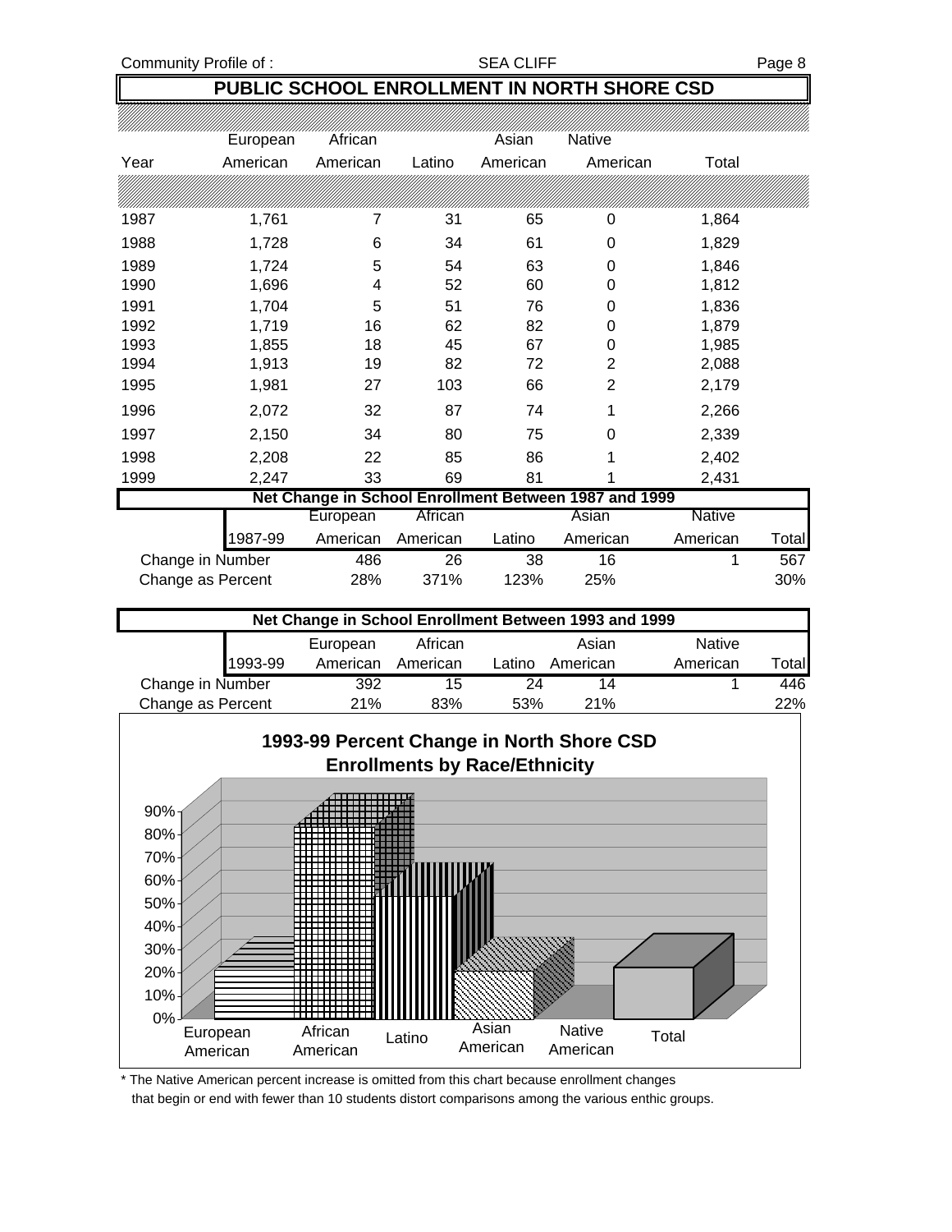## PUBLIC SCHOOL ENROLLMENT IN NORTH SHORE CSD

| Year | European American | African American | Latino | Asian American | Native American | Total |
|---|---|---|---|---|---|---|
| 1987 | 1,761 | 7 | 31 | 65 | 0 | 1,864 |
| 1988 | 1,728 | 6 | 34 | 61 | 0 | 1,829 |
| 1989 | 1,724 | 5 | 54 | 63 | 0 | 1,846 |
| 1990 | 1,696 | 4 | 52 | 60 | 0 | 1,812 |
| 1991 | 1,704 | 5 | 51 | 76 | 0 | 1,836 |
| 1992 | 1,719 | 16 | 62 | 82 | 0 | 1,879 |
| 1993 | 1,855 | 18 | 45 | 67 | 0 | 1,985 |
| 1994 | 1,913 | 19 | 82 | 72 | 2 | 2,088 |
| 1995 | 1,981 | 27 | 103 | 66 | 2 | 2,179 |
| 1996 | 2,072 | 32 | 87 | 74 | 1 | 2,266 |
| 1997 | 2,150 | 34 | 80 | 75 | 0 | 2,339 |
| 1998 | 2,208 | 22 | 85 | 86 | 1 | 2,402 |
| 1999 | 2,247 | 33 | 69 | 81 | 1 | 2,431 |

**Net Change in School Enrollment Between 1987 and 1999**

| 1987-99 | European American | African American | Latino | Asian American | Native American | Total |
|---|---|---|---|---|---|---|
| Change in Number | 486 | 26 | 38 | 16 | 1 | 567 |
| Change as Percent | 28% | 371% | 123% | 25% | | 30% |

**Net Change in School Enrollment Between 1993 and 1999**

| 1993-99 | European American | African American | Latino | Asian American | Native American | Total |
|---|---|---|---|---|---|---|
| Change in Number | 392 | 15 | 24 | 14 | 1 | 446 |
| Change as Percent | 21% | 83% | 53% | 21% | | 22% |

**1993-99 Percent Change in North Shore CSD Enrollments by Race/Ethnicity**

| European American | African American | Latino | Asian American | Native American | Total |
|---|---|---|---|---|---|
| 21% | 83% | 53% | 21% | | 22% |

\* The Native American percent increase is omitted from this chart because enrollment changes that begin or end with fewer than 10 students distort comparisons among the various enthic groups.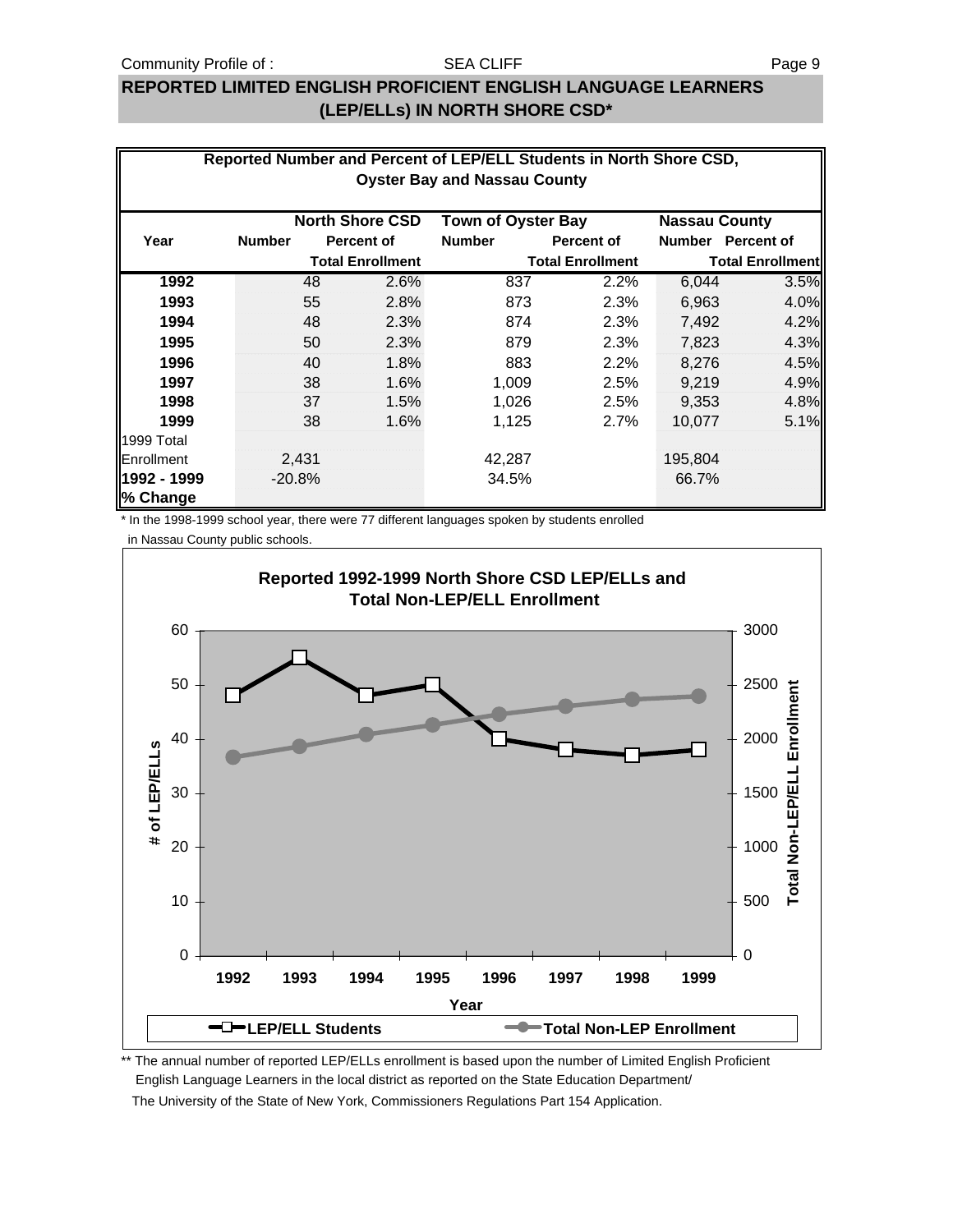## REPORTED LIMITED ENGLISH PROFICIENT ENGLISH LANGUAGE LEARNERS (LEP/ELLs) IN NORTH SHORE CSD*

**Reported Number and Percent of LEP/ELL Students in North Shore CSD, Oyster Bay and Nassau County**

| Year | North Shore CSD | | Town of Oyster Bay | | Nassau County | |
|---|---|---|---|---|---|---|
| | Number | Percent of Total Enrollment | Number | Percent of Total Enrollment | Number | Percent of Total Enrollment |
| **1992** | 48 | 2.6% | 837 | 2.2% | 6,044 | 3.5% |
| **1993** | 55 | 2.8% | 873 | 2.3% | 6,963 | 4.0% |
| **1994** | 48 | 2.3% | 874 | 2.3% | 7,492 | 4.2% |
| **1995** | 50 | 2.3% | 879 | 2.3% | 7,823 | 4.3% |
| **1996** | 40 | 1.8% | 883 | 2.2% | 8,276 | 4.5% |
| **1997** | 38 | 1.6% | 1,009 | 2.5% | 9,219 | 4.9% |
| **1998** | 37 | 1.5% | 1,026 | 2.5% | 9,353 | 4.8% |
| **1999** | 38 | 1.6% | 1,125 | 2.7% | 10,077 | 5.1% |
| 1999 Total Enrollment | 2,431 | | 42,287 | | 195,804 | |
| **1992 - 1999 % Change** | -20.8% | | 34.5% | | 66.7% | |

\* In the 1998-1999 school year, there were 77 different languages spoken by students enrolled in Nassau County public schools.

**Reported 1992-1999 North Shore CSD LEP/ELLs and Total Non-LEP/ELL Enrollment**

\*\* The annual number of reported LEP/ELLs enrollment is based upon the number of Limited English Proficient English Language Learners in the local district as reported on the State Education Department/ The University of the State of New York, Commissioners Regulations Part 154 Application.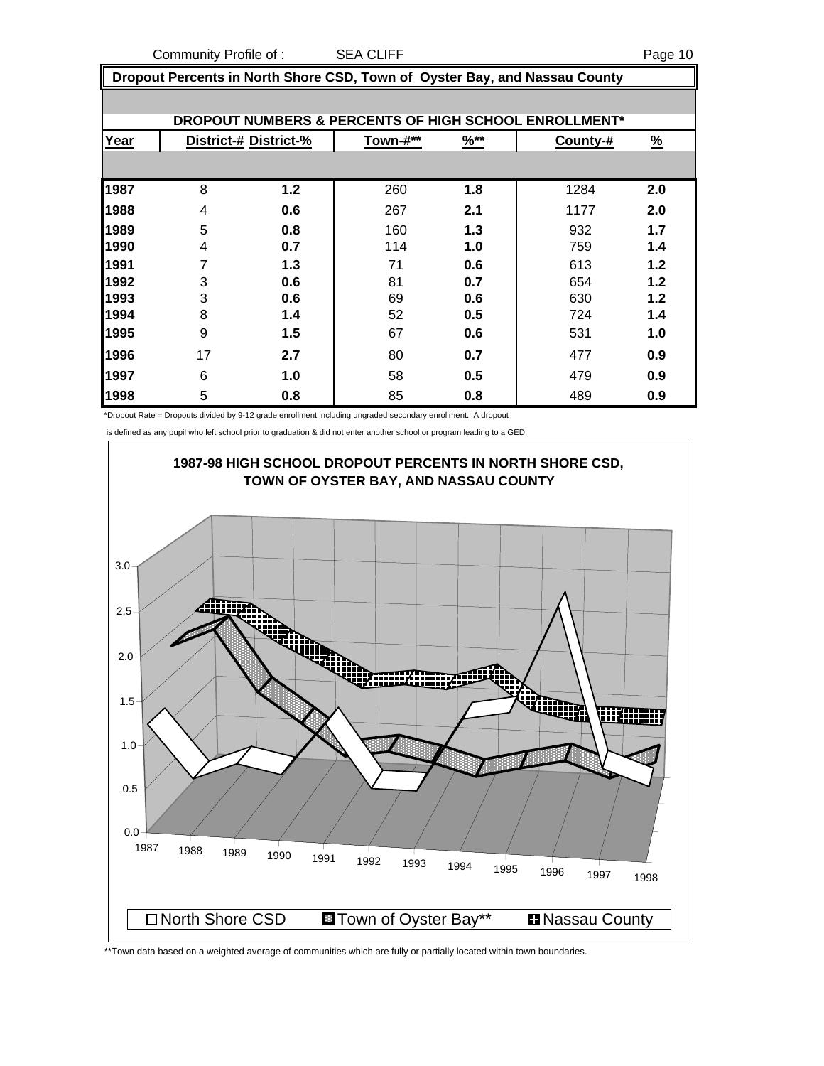Community Profile of : SEA CLIFF

## Dropout Percents in North Shore CSD, Town of Oyster Bay, and Nassau County

### DROPOUT NUMBERS & PERCENTS OF HIGH SCHOOL ENROLLMENT*

| Year | District-# | District-% | Town-#** | %** | County-# | % |
|---|---|---|---|---|---|---|
| 1987 | 8 | 1.2 | 260 | 1.8 | 1284 | 2.0 |
| 1988 | 4 | 0.6 | 267 | 2.1 | 1177 | 2.0 |
| 1989 | 5 | 0.8 | 160 | 1.3 | 932 | 1.7 |
| 1990 | 4 | 0.7 | 114 | 1.0 | 759 | 1.4 |
| 1991 | 7 | 1.3 | 71 | 0.6 | 613 | 1.2 |
| 1992 | 3 | 0.6 | 81 | 0.7 | 654 | 1.2 |
| 1993 | 3 | 0.6 | 69 | 0.6 | 630 | 1.2 |
| 1994 | 8 | 1.4 | 52 | 0.5 | 724 | 1.4 |
| 1995 | 9 | 1.5 | 67 | 0.6 | 531 | 1.0 |
| 1996 | 17 | 2.7 | 80 | 0.7 | 477 | 0.9 |
| 1997 | 6 | 1.0 | 58 | 0.5 | 479 | 0.9 |
| 1998 | 5 | 0.8 | 85 | 0.8 | 489 | 0.9 |

*Dropout Rate = Dropouts divided by 9-12 grade enrollment including ungraded secondary enrollment. A dropout is defined as any pupil who left school prior to graduation & did not enter another school or program leading to a GED.

**1987-98 HIGH SCHOOL DROPOUT PERCENTS IN NORTH SHORE CSD, TOWN OF OYSTER BAY, AND NASSAU COUNTY**

North Shore CSD | Town of Oyster Bay** | Nassau County

**Town data based on a weighted average of communities which are fully or partially located within town boundaries.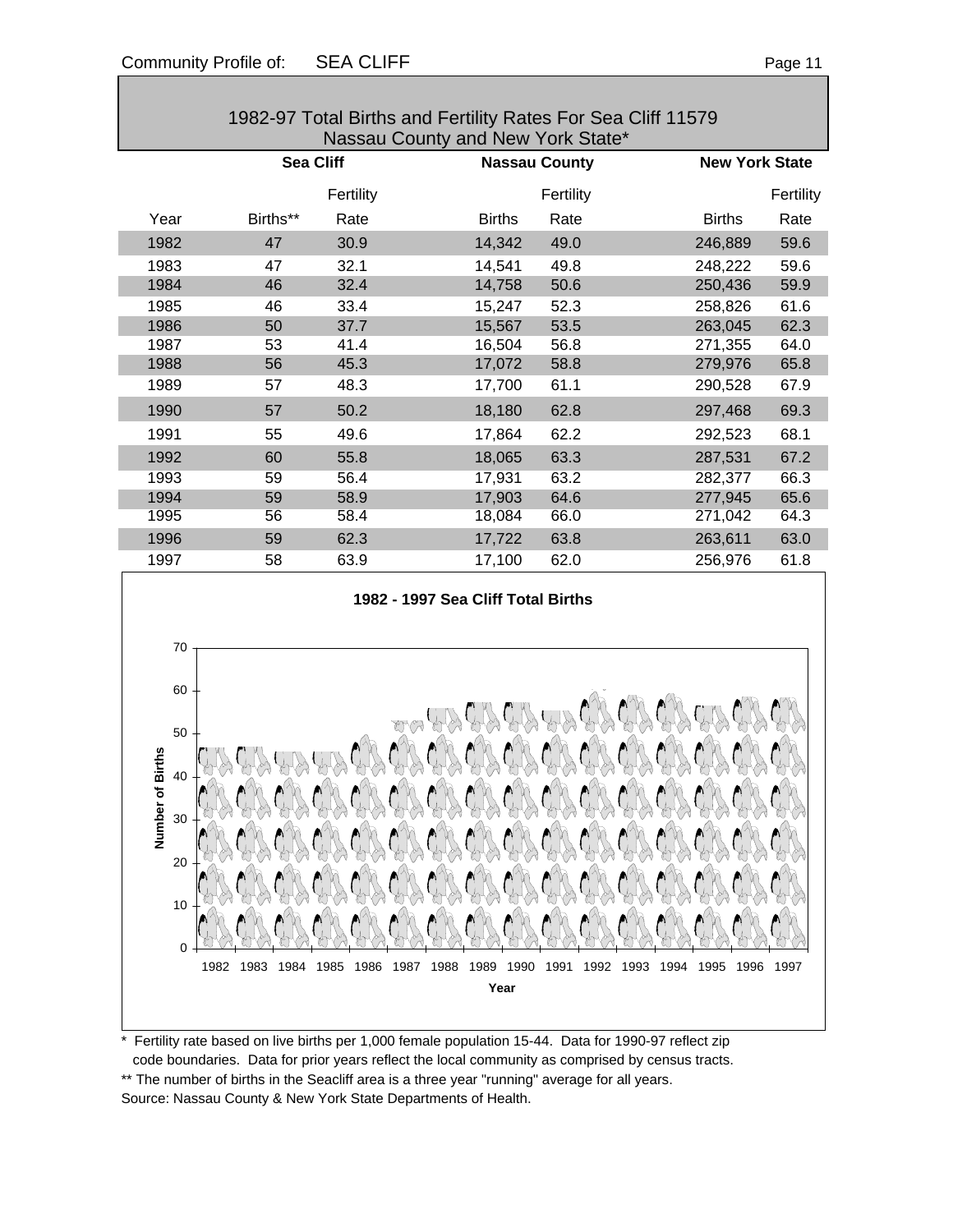## 1982-97 Total Births and Fertility Rates For Sea Cliff 11579 Nassau County and New York State*

| | Sea Cliff | | Nassau County | | New York State | |
|---|---|---|---|---|---|---|
| Year | Births** | Fertility Rate | Births | Fertility Rate | Births | Fertility Rate |
| 1982 | 47 | 30.9 | 14,342 | 49.0 | 246,889 | 59.6 |
| 1983 | 47 | 32.1 | 14,541 | 49.8 | 248,222 | 59.6 |
| 1984 | 46 | 32.4 | 14,758 | 50.6 | 250,436 | 59.9 |
| 1985 | 46 | 33.4 | 15,247 | 52.3 | 258,826 | 61.6 |
| 1986 | 50 | 37.7 | 15,567 | 53.5 | 263,045 | 62.3 |
| 1987 | 53 | 41.4 | 16,504 | 56.8 | 271,355 | 64.0 |
| 1988 | 56 | 45.3 | 17,072 | 58.8 | 279,976 | 65.8 |
| 1989 | 57 | 48.3 | 17,700 | 61.1 | 290,528 | 67.9 |
| 1990 | 57 | 50.2 | 18,180 | 62.8 | 297,468 | 69.3 |
| 1991 | 55 | 49.6 | 17,864 | 62.2 | 292,523 | 68.1 |
| 1992 | 60 | 55.8 | 18,065 | 63.3 | 287,531 | 67.2 |
| 1993 | 59 | 56.4 | 17,931 | 63.2 | 282,377 | 66.3 |
| 1994 | 59 | 58.9 | 17,903 | 64.6 | 277,945 | 65.6 |
| 1995 | 56 | 58.4 | 18,084 | 66.0 | 271,042 | 64.3 |
| 1996 | 59 | 62.3 | 17,722 | 63.8 | 263,611 | 63.0 |
| 1997 | 58 | 63.9 | 17,100 | 62.0 | 256,976 | 61.8 |

**1982 - 1997 Sea Cliff Total Births**

\* Fertility rate based on live births per 1,000 female population 15-44. Data for 1990-97 reflect zip code boundaries. Data for prior years reflect the local community as comprised by census tracts.

** The number of births in the Seacliff area is a three year "running" average for all years.

Source: Nassau County & New York State Departments of Health.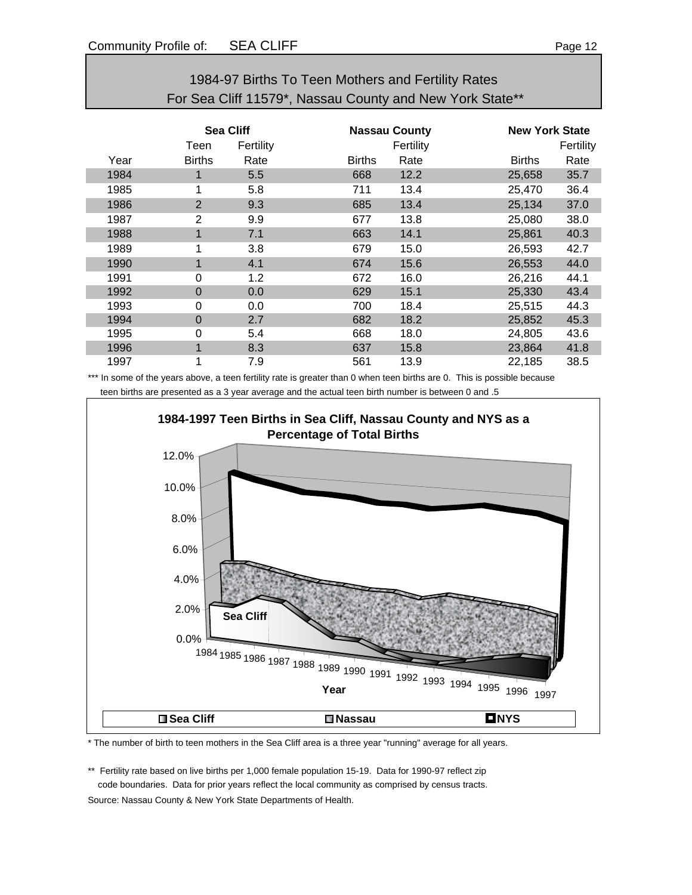# 1984-97 Births To Teen Mothers and Fertility Rates For Sea Cliff 11579*, Nassau County and New York State**

| | Sea Cliff | | Nassau County | | New York State | |
|---|---|---|---|---|---|---|
| Year | Teen Births | Fertility Rate | Births | Fertility Rate | Births | Fertility Rate |
| 1984 | 1 | 5.5 | 668 | 12.2 | 25,658 | 35.7 |
| 1985 | 1 | 5.8 | 711 | 13.4 | 25,470 | 36.4 |
| 1986 | 2 | 9.3 | 685 | 13.4 | 25,134 | 37.0 |
| 1987 | 2 | 9.9 | 677 | 13.8 | 25,080 | 38.0 |
| 1988 | 1 | 7.1 | 663 | 14.1 | 25,861 | 40.3 |
| 1989 | 1 | 3.8 | 679 | 15.0 | 26,593 | 42.7 |
| 1990 | 1 | 4.1 | 674 | 15.6 | 26,553 | 44.0 |
| 1991 | 0 | 1.2 | 672 | 16.0 | 26,216 | 44.1 |
| 1992 | 0 | 0.0 | 629 | 15.1 | 25,330 | 43.4 |
| 1993 | 0 | 0.0 | 700 | 18.4 | 25,515 | 44.3 |
| 1994 | 0 | 2.7 | 682 | 18.2 | 25,852 | 45.3 |
| 1995 | 0 | 5.4 | 668 | 18.0 | 24,805 | 43.6 |
| 1996 | 1 | 8.3 | 637 | 15.8 | 23,864 | 41.8 |
| 1997 | 1 | 7.9 | 561 | 13.9 | 22,185 | 38.5 |

*** In some of the years above, a teen fertility rate is greater than 0 when teen births are 0. This is possible because teen births are presented as a 3 year average and the actual teen birth number is between 0 and .5

**1984-1997 Teen Births in Sea Cliff, Nassau County and NYS as a Percentage of Total Births**

* The number of birth to teen mothers in the Sea Cliff area is a three year "running" average for all years.

** Fertility rate based on live births per 1,000 female population 15-19. Data for 1990-97 reflect zip code boundaries. Data for prior years reflect the local community as comprised by census tracts.

Source: Nassau County & New York State Departments of Health.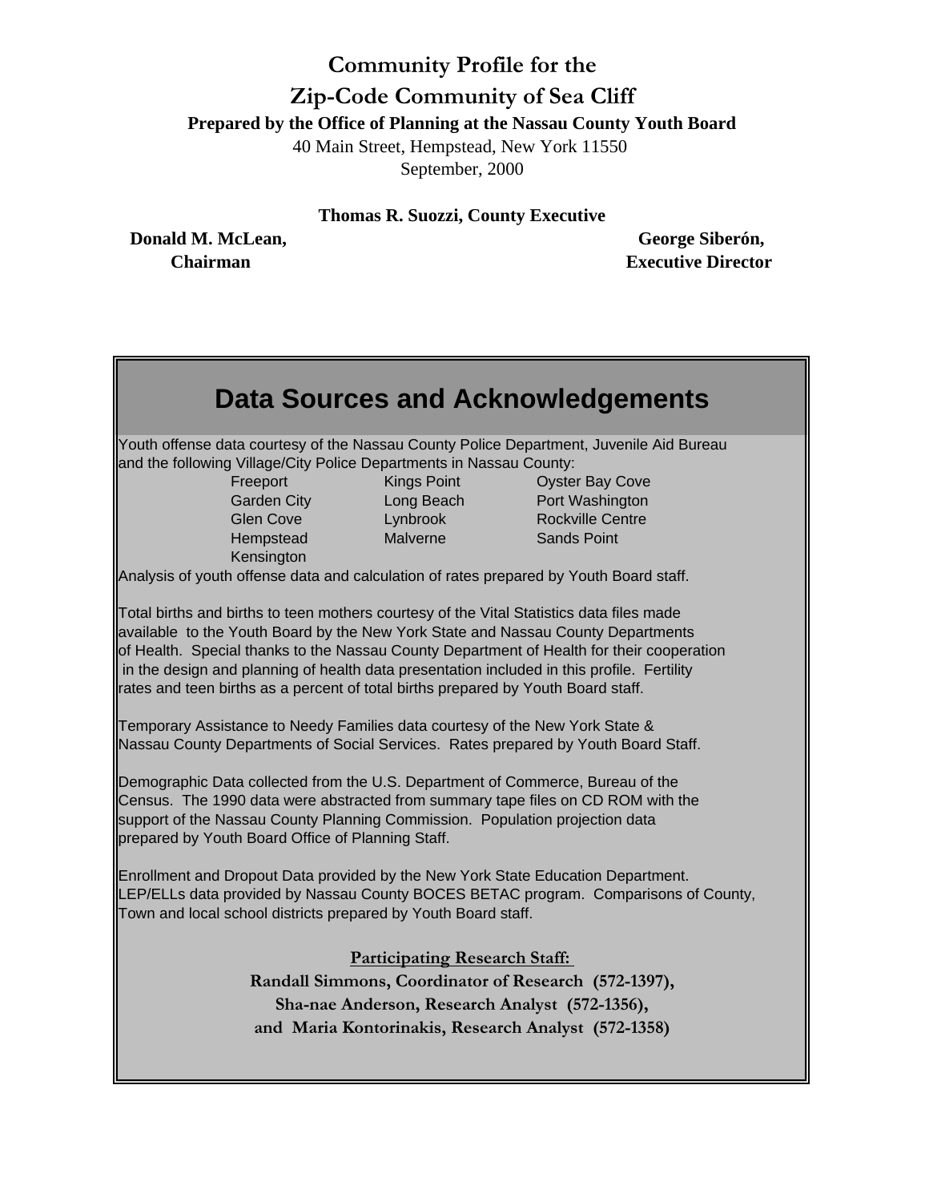# Community Profile for the Zip-Code Community of Sea Cliff

**Prepared by the Office of Planning at the Nassau County Youth Board**

40 Main Street, Hempstead, New York 11550

September, 2000

**Thomas R. Suozzi, County Executive**

**Donald M. McLean, Chairman**

**George Siberón, Executive Director**

## Data Sources and Acknowledgements

Youth offense data courtesy of the Nassau County Police Department, Juvenile Aid Bureau and the following Village/City Police Departments in Nassau County:

| | | |
|---|---|---|
| Freeport | Kings Point | Oyster Bay Cove |
| Garden City | Long Beach | Port Washington |
| Glen Cove | Lynbrook | Rockville Centre |
| Hempstead | Malverne | Sands Point |
| Kensington | | |

Analysis of youth offense data and calculation of rates prepared by Youth Board staff.

Total births and births to teen mothers courtesy of the Vital Statistics data files made available to the Youth Board by the New York State and Nassau County Departments of Health. Special thanks to the Nassau County Department of Health for their cooperation in the design and planning of health data presentation included in this profile. Fertility rates and teen births as a percent of total births prepared by Youth Board staff.

Temporary Assistance to Needy Families data courtesy of the New York State & Nassau County Departments of Social Services. Rates prepared by Youth Board Staff.

Demographic Data collected from the U.S. Department of Commerce, Bureau of the Census. The 1990 data were abstracted from summary tape files on CD ROM with the support of the Nassau County Planning Commission. Population projection data prepared by Youth Board Office of Planning Staff.

Enrollment and Dropout Data provided by the New York State Education Department. LEP/ELLs data provided by Nassau County BOCES BETAC program. Comparisons of County, Town and local school districts prepared by Youth Board staff.

**Participating Research Staff:**

**Randall Simmons, Coordinator of Research (572-1397),**

**Sha-nae Anderson, Research Analyst (572-1356),**

**and Maria Kontorinakis, Research Analyst (572-1358)**